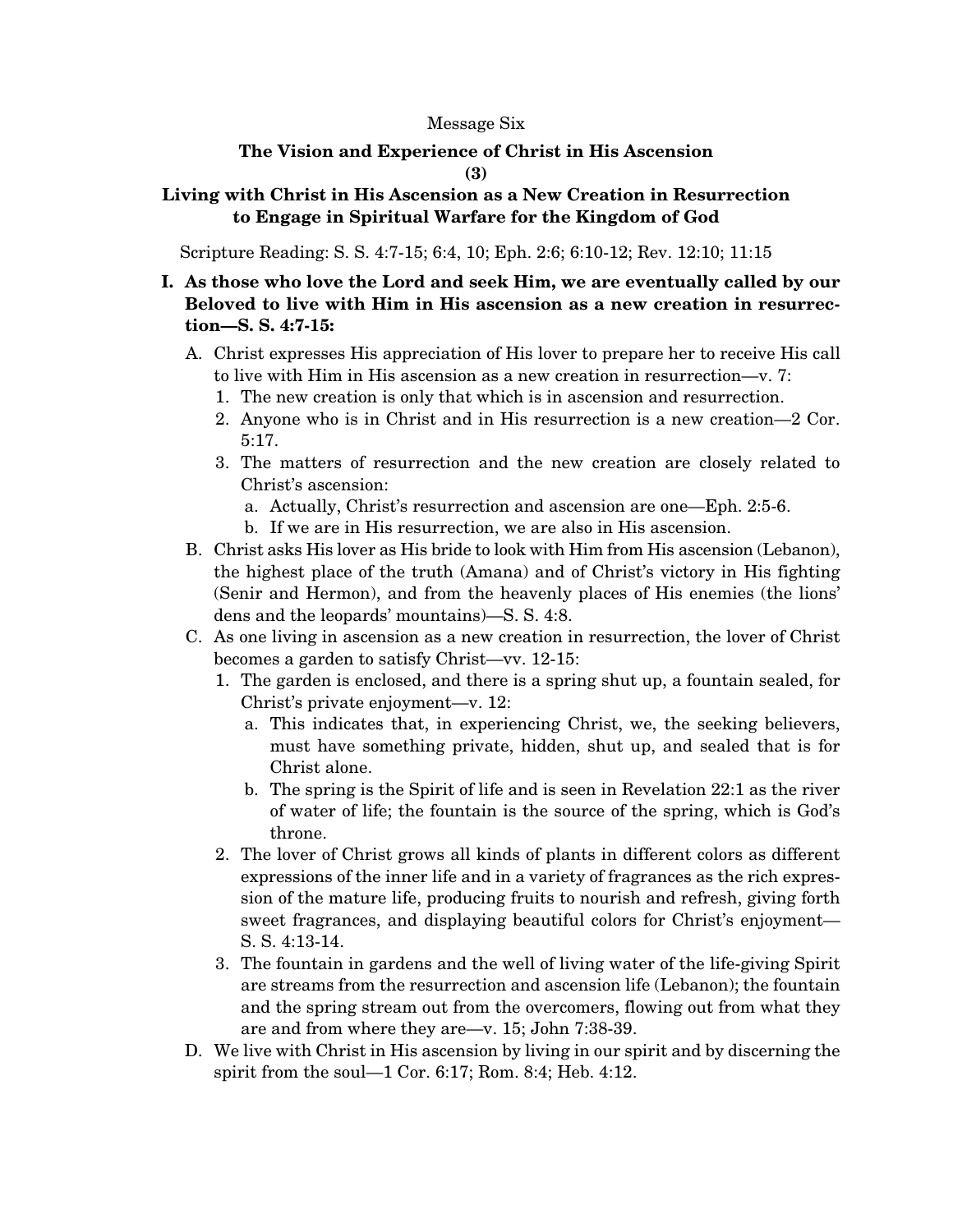Message Six

## The Vision and Experience of Christ in His Ascension

## (3)

## Living with Christ in His Ascension as a New Creation in Resurrection to Engage in Spiritual Warfare for the Kingdom of God

Scripture Reading: S. S. 4:7-15; 6:4, 10; Eph. 2:6; 6:10-12; Rev. 12:10; 11:15

**I. As those who love the Lord and seek Him, we are eventually called by our Beloved to live with Him in His ascension as a new creation in resurrection—S. S. 4:7-15:**

A. Christ expresses His appreciation of His lover to prepare her to receive His call to live with Him in His ascension as a new creation in resurrection—v. 7:

1. The new creation is only that which is in ascension and resurrection.
2. Anyone who is in Christ and in His resurrection is a new creation—2 Cor. 5:17.
3. The matters of resurrection and the new creation are closely related to Christ's ascension:
   a. Actually, Christ's resurrection and ascension are one—Eph. 2:5-6.
   b. If we are in His resurrection, we are also in His ascension.

B. Christ asks His lover as His bride to look with Him from His ascension (Lebanon), the highest place of the truth (Amana) and of Christ's victory in His fighting (Senir and Hermon), and from the heavenly places of His enemies (the lions' dens and the leopards' mountains)—S. S. 4:8.

C. As one living in ascension as a new creation in resurrection, the lover of Christ becomes a garden to satisfy Christ—vv. 12-15:

1. The garden is enclosed, and there is a spring shut up, a fountain sealed, for Christ's private enjoyment—v. 12:
   a. This indicates that, in experiencing Christ, we, the seeking believers, must have something private, hidden, shut up, and sealed that is for Christ alone.
   b. The spring is the Spirit of life and is seen in Revelation 22:1 as the river of water of life; the fountain is the source of the spring, which is God's throne.
2. The lover of Christ grows all kinds of plants in different colors as different expressions of the inner life and in a variety of fragrances as the rich expression of the mature life, producing fruits to nourish and refresh, giving forth sweet fragrances, and displaying beautiful colors for Christ's enjoyment—S. S. 4:13-14.
3. The fountain in gardens and the well of living water of the life-giving Spirit are streams from the resurrection and ascension life (Lebanon); the fountain and the spring stream out from the overcomers, flowing out from what they are and from where they are—v. 15; John 7:38-39.

D. We live with Christ in His ascension by living in our spirit and by discerning the spirit from the soul—1 Cor. 6:17; Rom. 8:4; Heb. 4:12.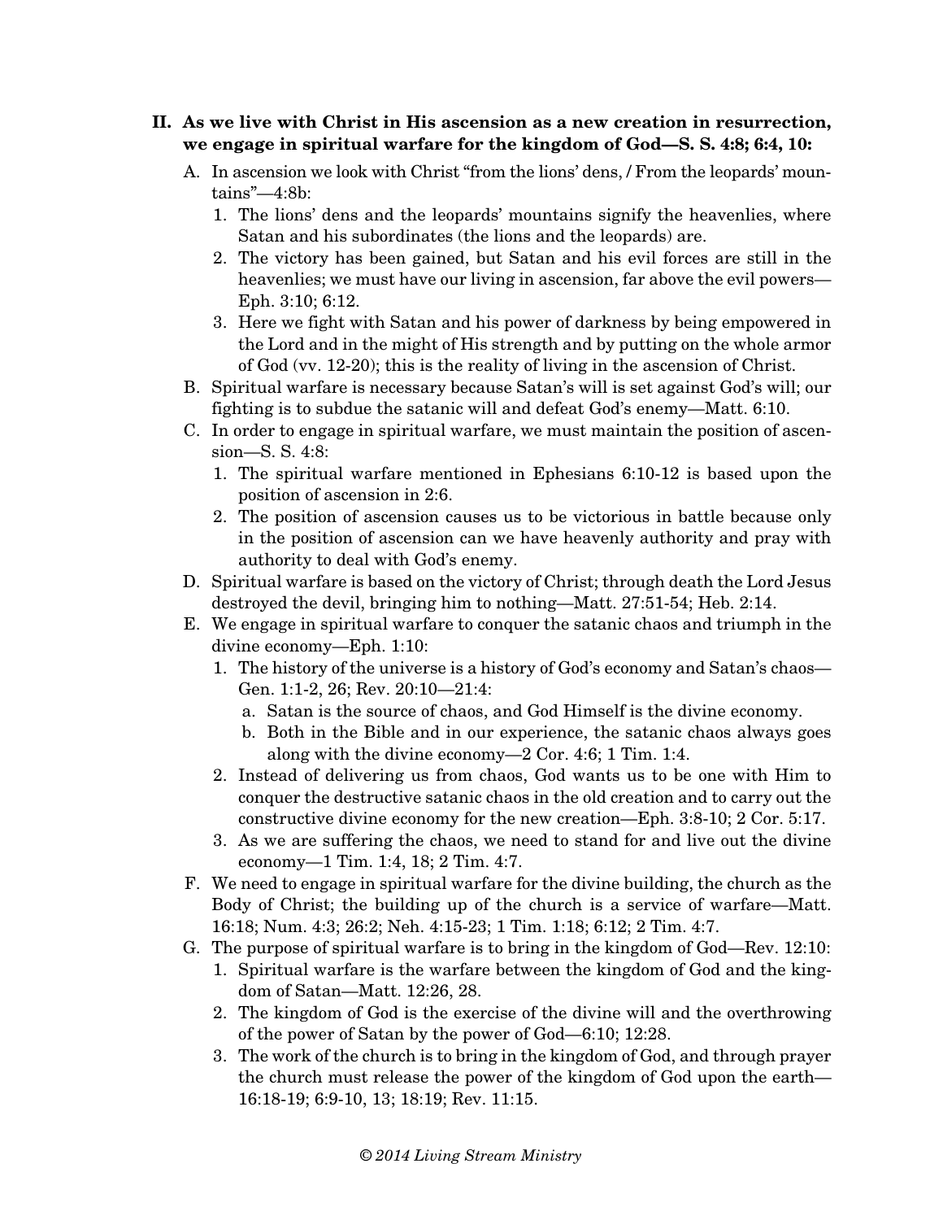**II. As we live with Christ in His ascension as a new creation in resurrection, we engage in spiritual warfare for the kingdom of God—S. S. 4:8; 6:4, 10:**

A. In ascension we look with Christ "from the lions' dens, / From the leopards' mountains"—4:8b:

1. The lions' dens and the leopards' mountains signify the heavenlies, where Satan and his subordinates (the lions and the leopards) are.
2. The victory has been gained, but Satan and his evil forces are still in the heavenlies; we must have our living in ascension, far above the evil powers—Eph. 3:10; 6:12.
3. Here we fight with Satan and his power of darkness by being empowered in the Lord and in the might of His strength and by putting on the whole armor of God (vv. 12-20); this is the reality of living in the ascension of Christ.

B. Spiritual warfare is necessary because Satan's will is set against God's will; our fighting is to subdue the satanic will and defeat God's enemy—Matt. 6:10.

C. In order to engage in spiritual warfare, we must maintain the position of ascension—S. S. 4:8:

1. The spiritual warfare mentioned in Ephesians 6:10-12 is based upon the position of ascension in 2:6.
2. The position of ascension causes us to be victorious in battle because only in the position of ascension can we have heavenly authority and pray with authority to deal with God's enemy.

D. Spiritual warfare is based on the victory of Christ; through death the Lord Jesus destroyed the devil, bringing him to nothing—Matt. 27:51-54; Heb. 2:14.

E. We engage in spiritual warfare to conquer the satanic chaos and triumph in the divine economy—Eph. 1:10:

1. The history of the universe is a history of God's economy and Satan's chaos—Gen. 1:1-2, 26; Rev. 20:10—21:4:
   a. Satan is the source of chaos, and God Himself is the divine economy.
   b. Both in the Bible and in our experience, the satanic chaos always goes along with the divine economy—2 Cor. 4:6; 1 Tim. 1:4.
2. Instead of delivering us from chaos, God wants us to be one with Him to conquer the destructive satanic chaos in the old creation and to carry out the constructive divine economy for the new creation—Eph. 3:8-10; 2 Cor. 5:17.
3. As we are suffering the chaos, we need to stand for and live out the divine economy—1 Tim. 1:4, 18; 2 Tim. 4:7.

F. We need to engage in spiritual warfare for the divine building, the church as the Body of Christ; the building up of the church is a service of warfare—Matt. 16:18; Num. 4:3; 26:2; Neh. 4:15-23; 1 Tim. 1:18; 6:12; 2 Tim. 4:7.

G. The purpose of spiritual warfare is to bring in the kingdom of God—Rev. 12:10:

1. Spiritual warfare is the warfare between the kingdom of God and the kingdom of Satan—Matt. 12:26, 28.
2. The kingdom of God is the exercise of the divine will and the overthrowing of the power of Satan by the power of God—6:10; 12:28.
3. The work of the church is to bring in the kingdom of God, and through prayer the church must release the power of the kingdom of God upon the earth—16:18-19; 6:9-10, 13; 18:19; Rev. 11:15.

*© 2014 Living Stream Ministry*